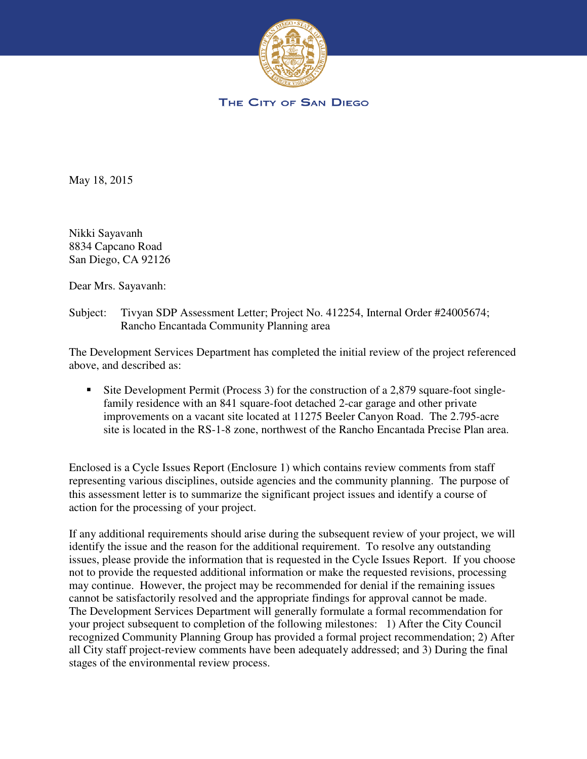THE CITY OF SAN DIEGO

May 18, 2015

Nikki Sayavanh
8834 Capcano Road
San Diego, CA 92126

Dear Mrs. Sayavanh:

Subject: Tivyan SDP Assessment Letter; Project No. 412254, Internal Order #24005674; Rancho Encantada Community Planning area

The Development Services Department has completed the initial review of the project referenced above, and described as:

- Site Development Permit (Process 3) for the construction of a 2,879 square-foot single-family residence with an 841 square-foot detached 2-car garage and other private improvements on a vacant site located at 11275 Beeler Canyon Road. The 2.795-acre site is located in the RS-1-8 zone, northwest of the Rancho Encantada Precise Plan area.

Enclosed is a Cycle Issues Report (Enclosure 1) which contains review comments from staff representing various disciplines, outside agencies and the community planning. The purpose of this assessment letter is to summarize the significant project issues and identify a course of action for the processing of your project.

If any additional requirements should arise during the subsequent review of your project, we will identify the issue and the reason for the additional requirement. To resolve any outstanding issues, please provide the information that is requested in the Cycle Issues Report. If you choose not to provide the requested additional information or make the requested revisions, processing may continue. However, the project may be recommended for denial if the remaining issues cannot be satisfactorily resolved and the appropriate findings for approval cannot be made. The Development Services Department will generally formulate a formal recommendation for your project subsequent to completion of the following milestones: 1) After the City Council recognized Community Planning Group has provided a formal project recommendation; 2) After all City staff project-review comments have been adequately addressed; and 3) During the final stages of the environmental review process.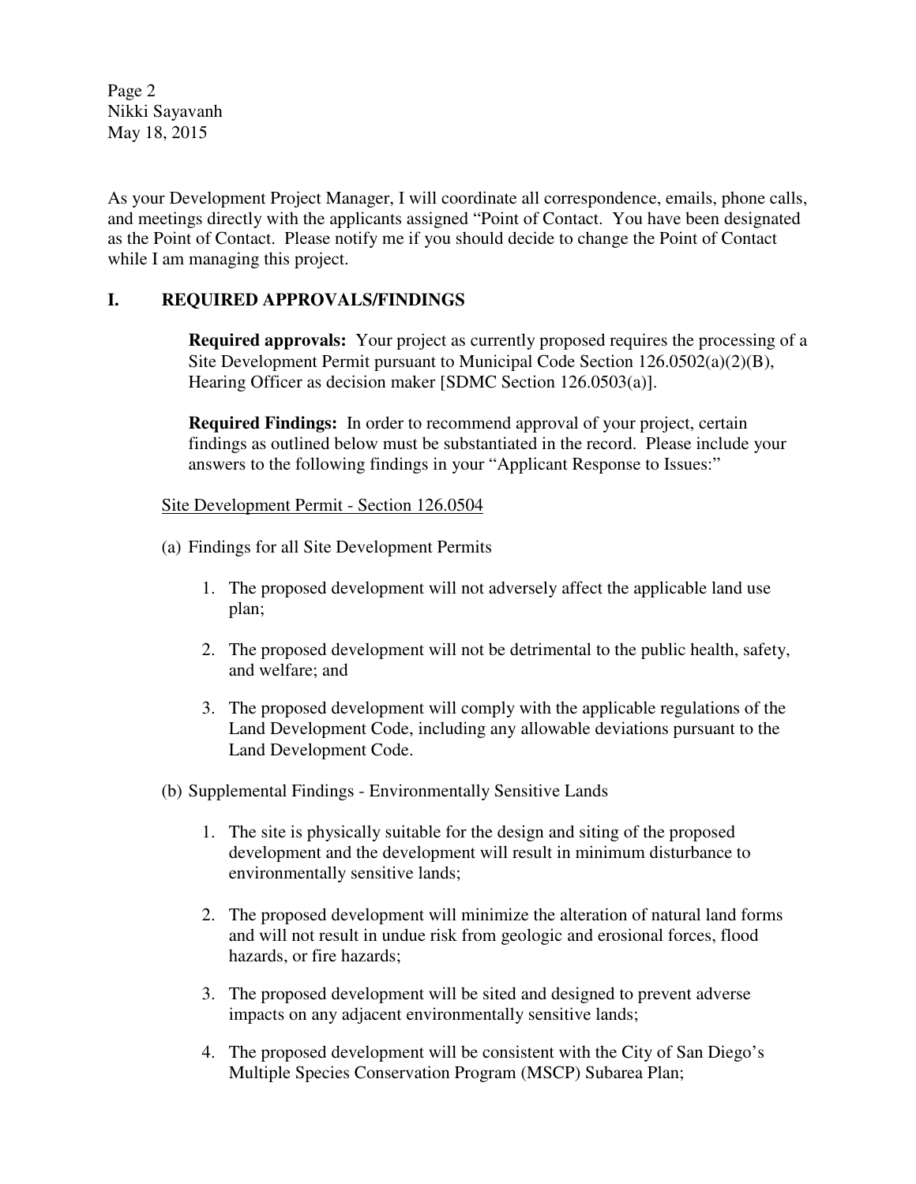As your Development Project Manager, I will coordinate all correspondence, emails, phone calls, and meetings directly with the applicants assigned "Point of Contact. You have been designated as the Point of Contact. Please notify me if you should decide to change the Point of Contact while I am managing this project.

## I. REQUIRED APPROVALS/FINDINGS

**Required approvals:** Your project as currently proposed requires the processing of a Site Development Permit pursuant to Municipal Code Section 126.0502(a)(2)(B), Hearing Officer as decision maker [SDMC Section 126.0503(a)].

**Required Findings:** In order to recommend approval of your project, certain findings as outlined below must be substantiated in the record. Please include your answers to the following findings in your "Applicant Response to Issues:"

<u>Site Development Permit - Section 126.0504</u>

(a) Findings for all Site Development Permits

1. The proposed development will not adversely affect the applicable land use plan;
2. The proposed development will not be detrimental to the public health, safety, and welfare; and
3. The proposed development will comply with the applicable regulations of the Land Development Code, including any allowable deviations pursuant to the Land Development Code.

(b) Supplemental Findings - Environmentally Sensitive Lands

1. The site is physically suitable for the design and siting of the proposed development and the development will result in minimum disturbance to environmentally sensitive lands;
2. The proposed development will minimize the alteration of natural land forms and will not result in undue risk from geologic and erosional forces, flood hazards, or fire hazards;
3. The proposed development will be sited and designed to prevent adverse impacts on any adjacent environmentally sensitive lands;
4. The proposed development will be consistent with the City of San Diego's Multiple Species Conservation Program (MSCP) Subarea Plan;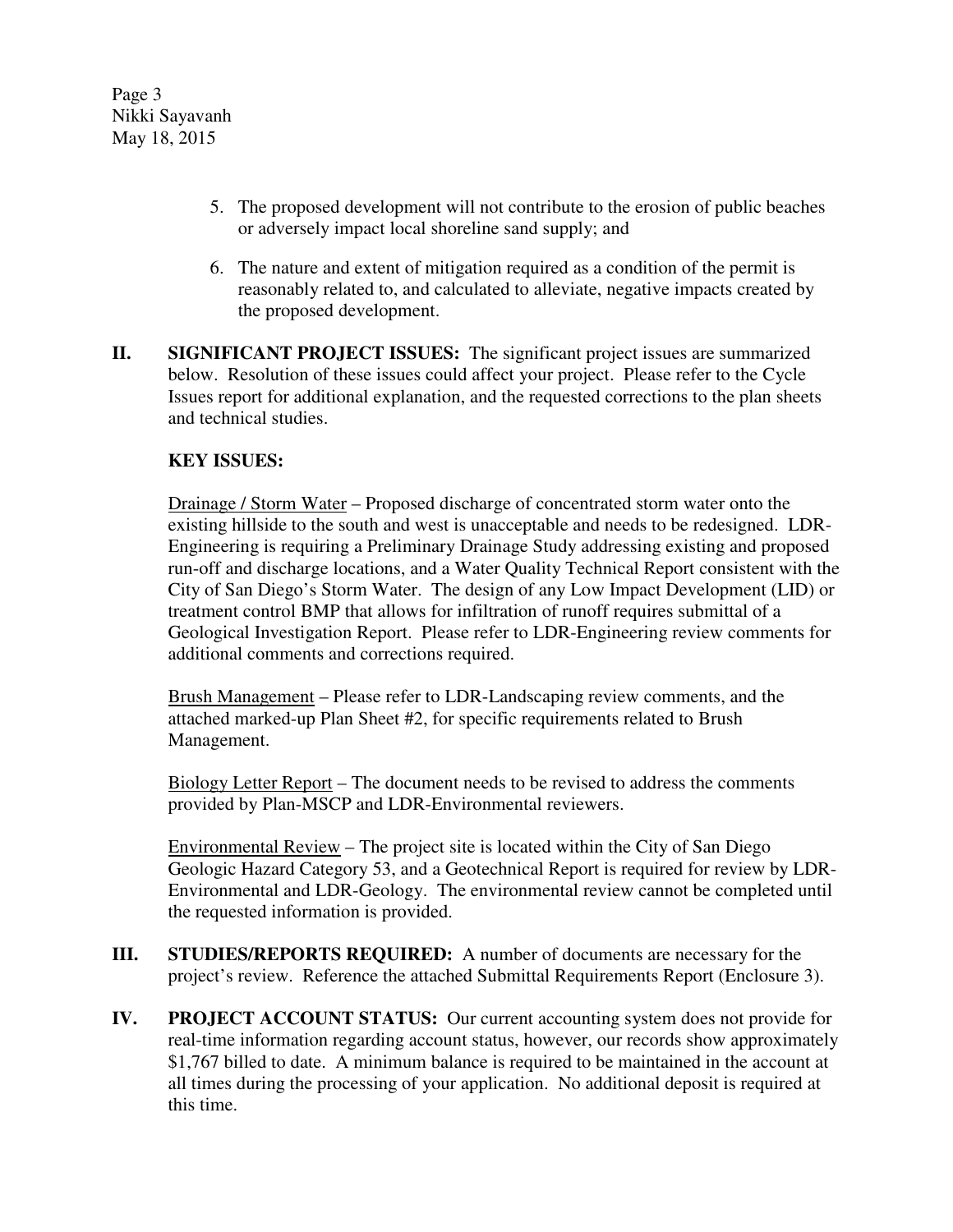5. The proposed development will not contribute to the erosion of public beaches or adversely impact local shoreline sand supply; and

6. The nature and extent of mitigation required as a condition of the permit is reasonably related to, and calculated to alleviate, negative impacts created by the proposed development.

**II. SIGNIFICANT PROJECT ISSUES:** The significant project issues are summarized below. Resolution of these issues could affect your project. Please refer to the Cycle Issues report for additional explanation, and the requested corrections to the plan sheets and technical studies.

**KEY ISSUES:**

Drainage / Storm Water – Proposed discharge of concentrated storm water onto the existing hillside to the south and west is unacceptable and needs to be redesigned. LDR-Engineering is requiring a Preliminary Drainage Study addressing existing and proposed run-off and discharge locations, and a Water Quality Technical Report consistent with the City of San Diego's Storm Water. The design of any Low Impact Development (LID) or treatment control BMP that allows for infiltration of runoff requires submittal of a Geological Investigation Report. Please refer to LDR-Engineering review comments for additional comments and corrections required.

Brush Management – Please refer to LDR-Landscaping review comments, and the attached marked-up Plan Sheet #2, for specific requirements related to Brush Management.

Biology Letter Report – The document needs to be revised to address the comments provided by Plan-MSCP and LDR-Environmental reviewers.

Environmental Review – The project site is located within the City of San Diego Geologic Hazard Category 53, and a Geotechnical Report is required for review by LDR-Environmental and LDR-Geology. The environmental review cannot be completed until the requested information is provided.

**III. STUDIES/REPORTS REQUIRED:** A number of documents are necessary for the project's review. Reference the attached Submittal Requirements Report (Enclosure 3).

**IV. PROJECT ACCOUNT STATUS:** Our current accounting system does not provide for real-time information regarding account status, however, our records show approximately $1,767 billed to date. A minimum balance is required to be maintained in the account at all times during the processing of your application. No additional deposit is required at this time.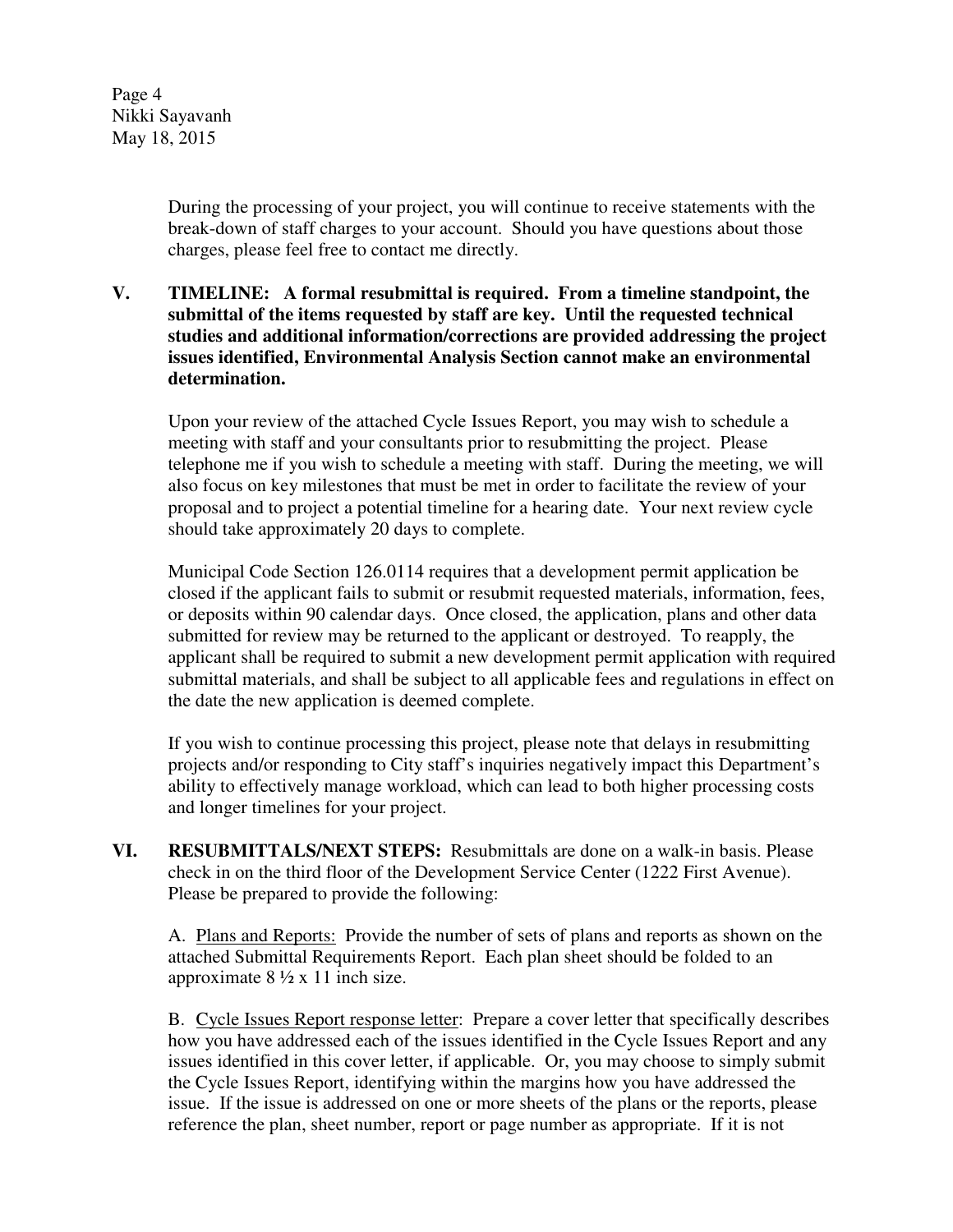During the processing of your project, you will continue to receive statements with the break-down of staff charges to your account. Should you have questions about those charges, please feel free to contact me directly.

**V. TIMELINE: A formal resubmittal is required. From a timeline standpoint, the submittal of the items requested by staff are key. Until the requested technical studies and additional information/corrections are provided addressing the project issues identified, Environmental Analysis Section cannot make an environmental determination.**

Upon your review of the attached Cycle Issues Report, you may wish to schedule a meeting with staff and your consultants prior to resubmitting the project. Please telephone me if you wish to schedule a meeting with staff. During the meeting, we will also focus on key milestones that must be met in order to facilitate the review of your proposal and to project a potential timeline for a hearing date. Your next review cycle should take approximately 20 days to complete.

Municipal Code Section 126.0114 requires that a development permit application be closed if the applicant fails to submit or resubmit requested materials, information, fees, or deposits within 90 calendar days. Once closed, the application, plans and other data submitted for review may be returned to the applicant or destroyed. To reapply, the applicant shall be required to submit a new development permit application with required submittal materials, and shall be subject to all applicable fees and regulations in effect on the date the new application is deemed complete.

If you wish to continue processing this project, please note that delays in resubmitting projects and/or responding to City staff's inquiries negatively impact this Department's ability to effectively manage workload, which can lead to both higher processing costs and longer timelines for your project.

**VI. RESUBMITTALS/NEXT STEPS:** Resubmittals are done on a walk-in basis. Please check in on the third floor of the Development Service Center (1222 First Avenue). Please be prepared to provide the following:

A. Plans and Reports: Provide the number of sets of plans and reports as shown on the attached Submittal Requirements Report. Each plan sheet should be folded to an approximate 8 ½ x 11 inch size.

B. Cycle Issues Report response letter: Prepare a cover letter that specifically describes how you have addressed each of the issues identified in the Cycle Issues Report and any issues identified in this cover letter, if applicable. Or, you may choose to simply submit the Cycle Issues Report, identifying within the margins how you have addressed the issue. If the issue is addressed on one or more sheets of the plans or the reports, please reference the plan, sheet number, report or page number as appropriate. If it is not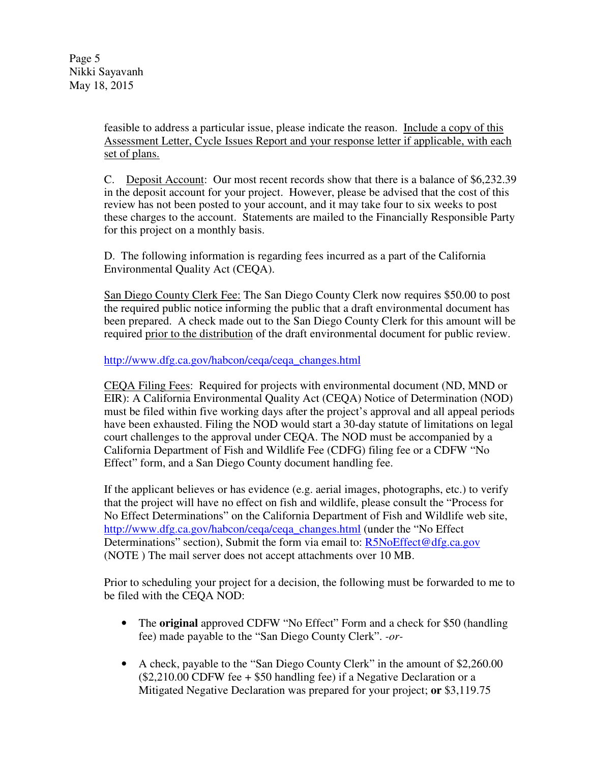feasible to address a particular issue, please indicate the reason. Include a copy of this Assessment Letter, Cycle Issues Report and your response letter if applicable, with each set of plans.

C. Deposit Account: Our most recent records show that there is a balance of $6,232.39 in the deposit account for your project. However, please be advised that the cost of this review has not been posted to your account, and it may take four to six weeks to post these charges to the account. Statements are mailed to the Financially Responsible Party for this project on a monthly basis.

D. The following information is regarding fees incurred as a part of the California Environmental Quality Act (CEQA).

San Diego County Clerk Fee: The San Diego County Clerk now requires $50.00 to post the required public notice informing the public that a draft environmental document has been prepared. A check made out to the San Diego County Clerk for this amount will be required prior to the distribution of the draft environmental document for public review.

http://www.dfg.ca.gov/habcon/ceqa/ceqa_changes.html

CEQA Filing Fees: Required for projects with environmental document (ND, MND or EIR): A California Environmental Quality Act (CEQA) Notice of Determination (NOD) must be filed within five working days after the project's approval and all appeal periods have been exhausted. Filing the NOD would start a 30-day statute of limitations on legal court challenges to the approval under CEQA. The NOD must be accompanied by a California Department of Fish and Wildlife Fee (CDFG) filing fee or a CDFW "No Effect" form, and a San Diego County document handling fee.

If the applicant believes or has evidence (e.g. aerial images, photographs, etc.) to verify that the project will have no effect on fish and wildlife, please consult the "Process for No Effect Determinations" on the California Department of Fish and Wildlife web site, http://www.dfg.ca.gov/habcon/ceqa/ceqa_changes.html (under the "No Effect Determinations" section), Submit the form via email to: R5NoEffect@dfg.ca.gov (NOTE ) The mail server does not accept attachments over 10 MB.

Prior to scheduling your project for a decision, the following must be forwarded to me to be filed with the CEQA NOD:

- The **original** approved CDFW "No Effect" Form and a check for $50 (handling fee) made payable to the "San Diego County Clerk". *-or-*

- A check, payable to the "San Diego County Clerk" in the amount of $2,260.00 ($2,210.00 CDFW fee + $50 handling fee) if a Negative Declaration or a Mitigated Negative Declaration was prepared for your project; **or** $3,119.75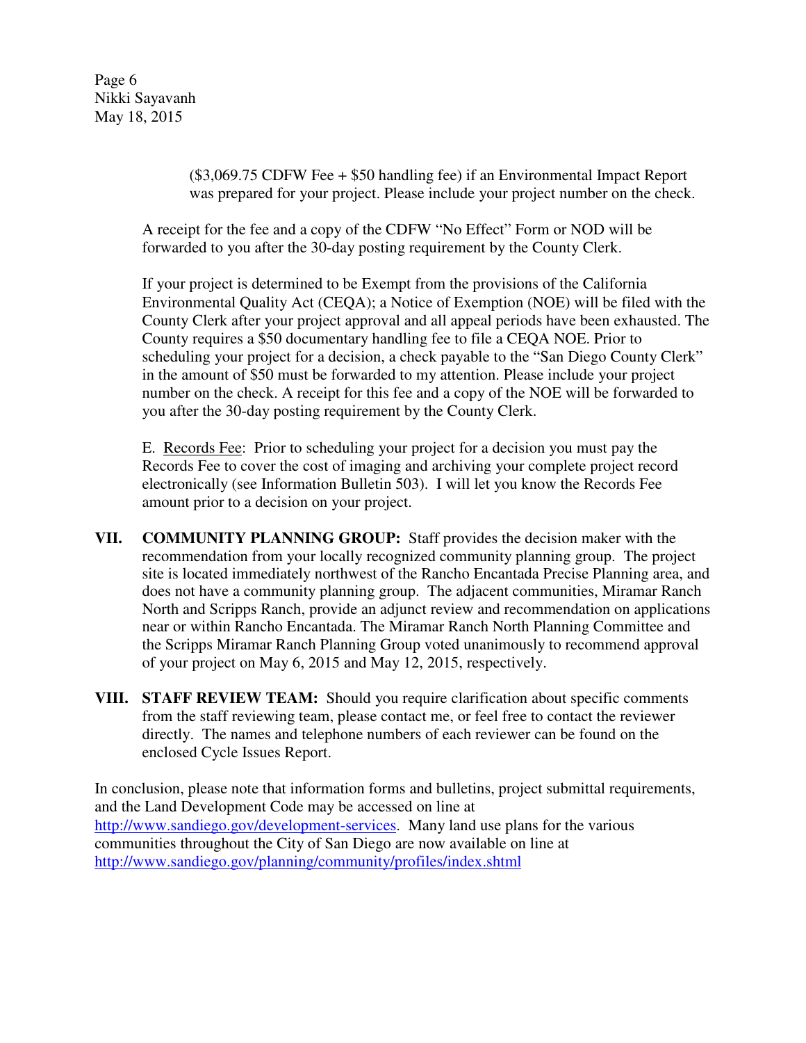($3,069.75 CDFW Fee + $50 handling fee) if an Environmental Impact Report was prepared for your project. Please include your project number on the check.

A receipt for the fee and a copy of the CDFW "No Effect" Form or NOD will be forwarded to you after the 30-day posting requirement by the County Clerk.

If your project is determined to be Exempt from the provisions of the California Environmental Quality Act (CEQA); a Notice of Exemption (NOE) will be filed with the County Clerk after your project approval and all appeal periods have been exhausted. The County requires a $50 documentary handling fee to file a CEQA NOE. Prior to scheduling your project for a decision, a check payable to the "San Diego County Clerk" in the amount of $50 must be forwarded to my attention. Please include your project number on the check. A receipt for this fee and a copy of the NOE will be forwarded to you after the 30-day posting requirement by the County Clerk.

E. Records Fee: Prior to scheduling your project for a decision you must pay the Records Fee to cover the cost of imaging and archiving your complete project record electronically (see Information Bulletin 503). I will let you know the Records Fee amount prior to a decision on your project.

**VII. COMMUNITY PLANNING GROUP:** Staff provides the decision maker with the recommendation from your locally recognized community planning group. The project site is located immediately northwest of the Rancho Encantada Precise Planning area, and does not have a community planning group. The adjacent communities, Miramar Ranch North and Scripps Ranch, provide an adjunct review and recommendation on applications near or within Rancho Encantada. The Miramar Ranch North Planning Committee and the Scripps Miramar Ranch Planning Group voted unanimously to recommend approval of your project on May 6, 2015 and May 12, 2015, respectively.

**VIII. STAFF REVIEW TEAM:** Should you require clarification about specific comments from the staff reviewing team, please contact me, or feel free to contact the reviewer directly. The names and telephone numbers of each reviewer can be found on the enclosed Cycle Issues Report.

In conclusion, please note that information forms and bulletins, project submittal requirements, and the Land Development Code may be accessed on line at http://www.sandiego.gov/development-services. Many land use plans for the various communities throughout the City of San Diego are now available on line at http://www.sandiego.gov/planning/community/profiles/index.shtml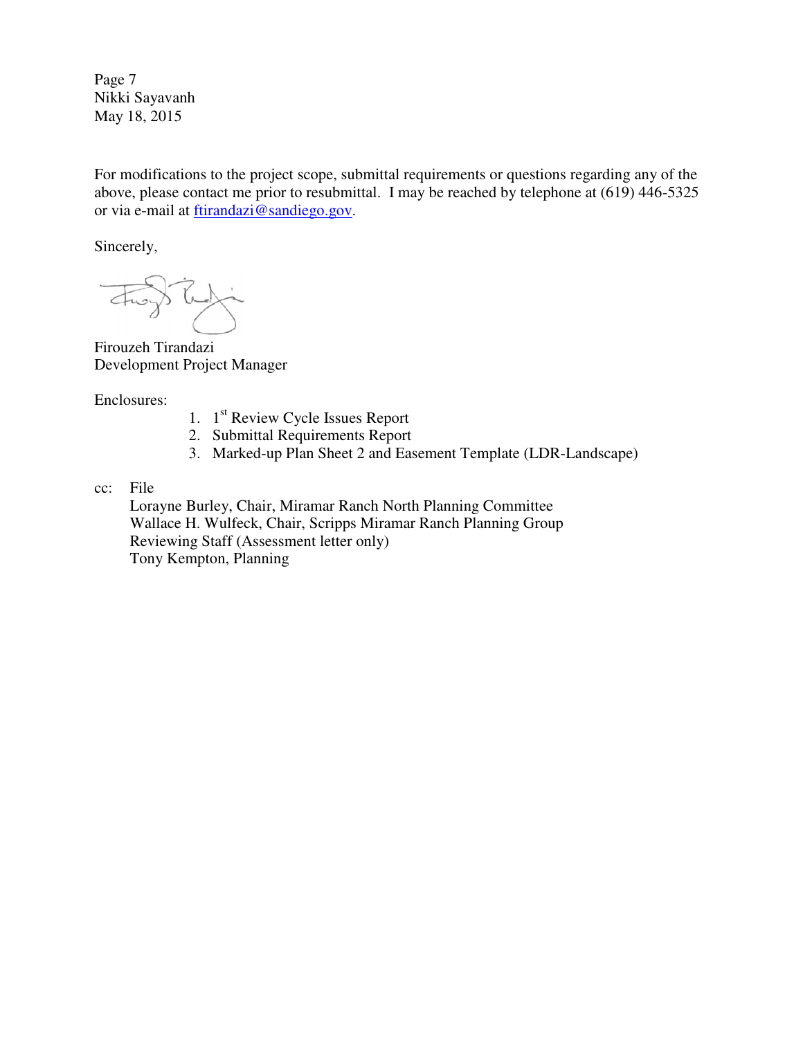For modifications to the project scope, submittal requirements or questions regarding any of the above, please contact me prior to resubmittal. I may be reached by telephone at (619) 446-5325 or via e-mail at [ftirandazi@sandiego.gov](mailto:ftirandazi@sandiego.gov).

Sincerely,

Firouzeh Tirandazi
Development Project Manager

Enclosures:

1. 1st Review Cycle Issues Report
2. Submittal Requirements Report
3. Marked-up Plan Sheet 2 and Easement Template (LDR-Landscape)

cc: File
Lorayne Burley, Chair, Miramar Ranch North Planning Committee
Wallace H. Wulfeck, Chair, Scripps Miramar Ranch Planning Group
Reviewing Staff (Assessment letter only)
Tony Kempton, Planning